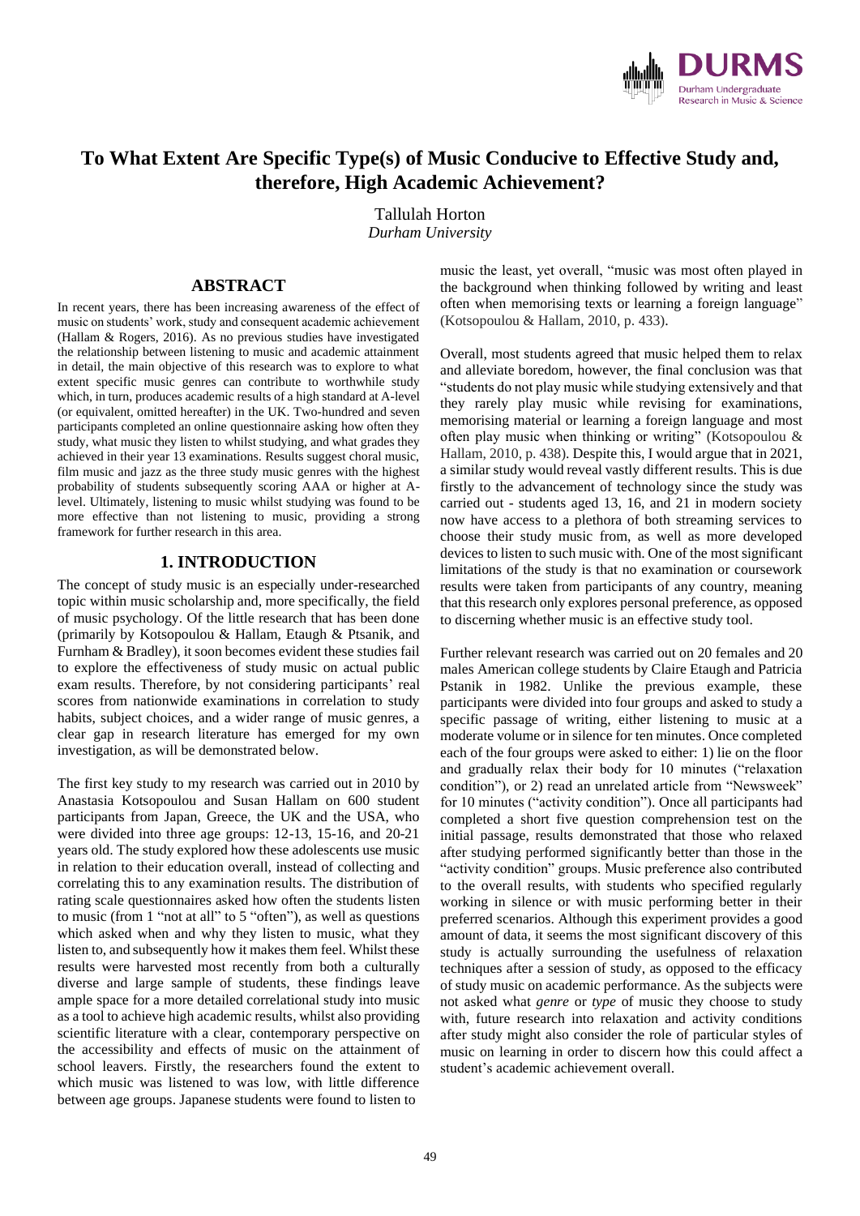# To What Extent Are Specific Type(s) of Music Conducive to Effective Study and, therefore, High Academic Achievement?

Tallulah Horton
*Durham University*

## ABSTRACT

In recent years, there has been increasing awareness of the effect of music on students' work, study and consequent academic achievement (Hallam & Rogers, 2016). As no previous studies have investigated the relationship between listening to music and academic attainment in detail, the main objective of this research was to explore to what extent specific music genres can contribute to worthwhile study which, in turn, produces academic results of a high standard at A-level (or equivalent, omitted hereafter) in the UK. Two-hundred and seven participants completed an online questionnaire asking how often they study, what music they listen to whilst studying, and what grades they achieved in their year 13 examinations. Results suggest choral music, film music and jazz as the three study music genres with the highest probability of students subsequently scoring AAA or higher at A-level. Ultimately, listening to music whilst studying was found to be more effective than not listening to music, providing a strong framework for further research in this area.

## 1. INTRODUCTION

The concept of study music is an especially under-researched topic within music scholarship and, more specifically, the field of music psychology. Of the little research that has been done (primarily by Kotsopoulou & Hallam, Etaugh & Ptsanik, and Furnham & Bradley), it soon becomes evident these studies fail to explore the effectiveness of study music on actual public exam results. Therefore, by not considering participants' real scores from nationwide examinations in correlation to study habits, subject choices, and a wider range of music genres, a clear gap in research literature has emerged for my own investigation, as will be demonstrated below.

The first key study to my research was carried out in 2010 by Anastasia Kotsopoulou and Susan Hallam on 600 student participants from Japan, Greece, the UK and the USA, who were divided into three age groups: 12-13, 15-16, and 20-21 years old. The study explored how these adolescents use music in relation to their education overall, instead of collecting and correlating this to any examination results. The distribution of rating scale questionnaires asked how often the students listen to music (from 1 "not at all" to 5 "often"), as well as questions which asked when and why they listen to music, what they listen to, and subsequently how it makes them feel. Whilst these results were harvested most recently from both a culturally diverse and large sample of students, these findings leave ample space for a more detailed correlational study into music as a tool to achieve high academic results, whilst also providing scientific literature with a clear, contemporary perspective on the accessibility and effects of music on the attainment of school leavers. Firstly, the researchers found the extent to which music was listened to was low, with little difference between age groups. Japanese students were found to listen to music the least, yet overall, "music was most often played in the background when thinking followed by writing and least often when memorising texts or learning a foreign language" (Kotsopoulou & Hallam, 2010, p. 433).

Overall, most students agreed that music helped them to relax and alleviate boredom, however, the final conclusion was that "students do not play music while studying extensively and that they rarely play music while revising for examinations, memorising material or learning a foreign language and most often play music when thinking or writing" (Kotsopoulou & Hallam, 2010, p. 438). Despite this, I would argue that in 2021, a similar study would reveal vastly different results. This is due firstly to the advancement of technology since the study was carried out - students aged 13, 16, and 21 in modern society now have access to a plethora of both streaming services to choose their study music from, as well as more developed devices to listen to such music with. One of the most significant limitations of the study is that no examination or coursework results were taken from participants of any country, meaning that this research only explores personal preference, as opposed to discerning whether music is an effective study tool.

Further relevant research was carried out on 20 females and 20 males American college students by Claire Etaugh and Patricia Pstanik in 1982. Unlike the previous example, these participants were divided into four groups and asked to study a specific passage of writing, either listening to music at a moderate volume or in silence for ten minutes. Once completed each of the four groups were asked to either: 1) lie on the floor and gradually relax their body for 10 minutes ("relaxation condition"), or 2) read an unrelated article from "Newsweek" for 10 minutes ("activity condition"). Once all participants had completed a short five question comprehension test on the initial passage, results demonstrated that those who relaxed after studying performed significantly better than those in the "activity condition" groups. Music preference also contributed to the overall results, with students who specified regularly working in silence or with music performing better in their preferred scenarios. Although this experiment provides a good amount of data, it seems the most significant discovery of this study is actually surrounding the usefulness of relaxation techniques after a session of study, as opposed to the efficacy of study music on academic performance. As the subjects were not asked what *genre* or *type* of music they choose to study with, future research into relaxation and activity conditions after study might also consider the role of particular styles of music on learning in order to discern how this could affect a student's academic achievement overall.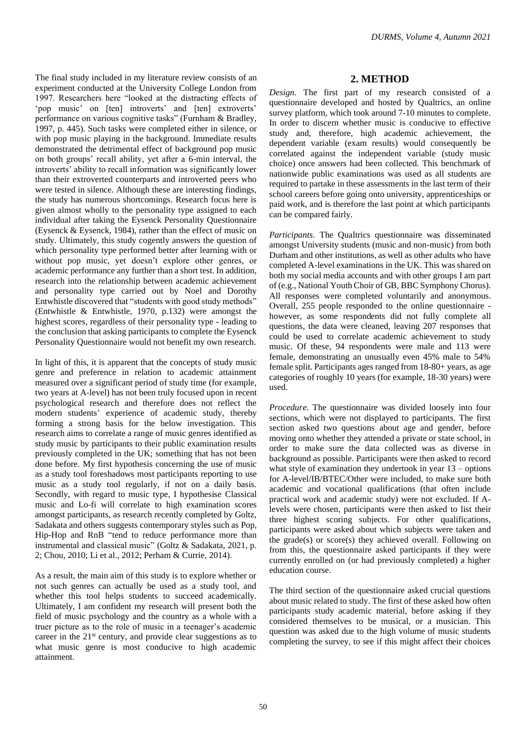The final study included in my literature review consists of an experiment conducted at the University College London from 1997. Researchers here "looked at the distracting effects of 'pop music' on [ten] introverts' and [ten] extroverts' performance on various cognitive tasks" (Furnham & Bradley, 1997, p. 445). Such tasks were completed either in silence, or with pop music playing in the background. Immediate results demonstrated the detrimental effect of background pop music on both groups' recall ability, yet after a 6-min interval, the introverts' ability to recall information was significantly lower than their extroverted counterparts and introverted peers who were tested in silence. Although these are interesting findings, the study has numerous shortcomings. Research focus here is given almost wholly to the personality type assigned to each individual after taking the Eysenck Personality Questionnaire (Eysenck & Eysenck, 1984), rather than the effect of music on study. Ultimately, this study cogently answers the question of which personality type performed better after learning with or without pop music, yet doesn't explore other genres, or academic performance any further than a short test. In addition, research into the relationship between academic achievement and personality type carried out by Noel and Dorothy Entwhistle discovered that "students with good study methods" (Entwhistle & Entwhistle, 1970, p.132) were amongst the highest scores, regardless of their personality type - leading to the conclusion that asking participants to complete the Eysenck Personality Questionnaire would not benefit my own research.

In light of this, it is apparent that the concepts of study music genre and preference in relation to academic attainment measured over a significant period of study time (for example, two years at A-level) has not been truly focused upon in recent psychological research and therefore does not reflect the modern students' experience of academic study, thereby forming a strong basis for the below investigation. This research aims to correlate a range of music genres identified as study music by participants to their public examination results previously completed in the UK; something that has not been done before. My first hypothesis concerning the use of music as a study tool foreshadows most participants reporting to use music as a study tool regularly, if not on a daily basis. Secondly, with regard to music type, I hypothesise Classical music and Lo-fi will correlate to high examination scores amongst participants, as research recently completed by Goltz, Sadakata and others suggests contemporary styles such as Pop, Hip-Hop and RnB "tend to reduce performance more than instrumental and classical music" (Goltz & Sadakata, 2021, p. 2; Chou, 2010; Li et al., 2012; Perham & Currie, 2014).

As a result, the main aim of this study is to explore whether or not such genres can actually be used as a study tool, and whether this tool helps students to succeed academically. Ultimately, I am confident my research will present both the field of music psychology and the country as a whole with a truer picture as to the role of music in a teenager's academic career in the 21st century, and provide clear suggestions as to what music genre is most conducive to high academic attainment.

## 2. METHOD

*Design.* The first part of my research consisted of a questionnaire developed and hosted by Qualtrics, an online survey platform, which took around 7-10 minutes to complete. In order to discern whether music is conducive to effective study and, therefore, high academic achievement, the dependent variable (exam results) would consequently be correlated against the independent variable (study music choice) once answers had been collected. This benchmark of nationwide public examinations was used as all students are required to partake in these assessments in the last term of their school careers before going onto university, apprenticeships or paid work, and is therefore the last point at which participants can be compared fairly.

*Participants.* The Qualtrics questionnaire was disseminated amongst University students (music and non-music) from both Durham and other institutions, as well as other adults who have completed A-level examinations in the UK. This was shared on both my social media accounts and with other groups I am part of (e.g., National Youth Choir of GB, BBC Symphony Chorus). All responses were completed voluntarily and anonymous. Overall, 255 people responded to the online questionnaire - however, as some respondents did not fully complete all questions, the data were cleaned, leaving 207 responses that could be used to correlate academic achievement to study music. Of these, 94 respondents were male and 113 were female, demonstrating an unusually even 45% male to 54% female split. Participants ages ranged from 18-80+ years, as age categories of roughly 10 years (for example, 18-30 years) were used.

*Procedure.* The questionnaire was divided loosely into four sections, which were not displayed to participants. The first section asked two questions about age and gender, before moving onto whether they attended a private or state school, in order to make sure the data collected was as diverse in background as possible. Participants were then asked to record what style of examination they undertook in year 13 – options for A-level/IB/BTEC/Other were included, to make sure both academic and vocational qualifications (that often include practical work and academic study) were not excluded. If A-levels were chosen, participants were then asked to list their three highest scoring subjects. For other qualifications, participants were asked about which subjects were taken and the grade(s) or score(s) they achieved overall. Following on from this, the questionnaire asked participants if they were currently enrolled on (or had previously completed) a higher education course.

The third section of the questionnaire asked crucial questions about music related to study. The first of these asked how often participants study academic material, before asking if they considered themselves to be musical, or a musician. This question was asked due to the high volume of music students completing the survey, to see if this might affect their choices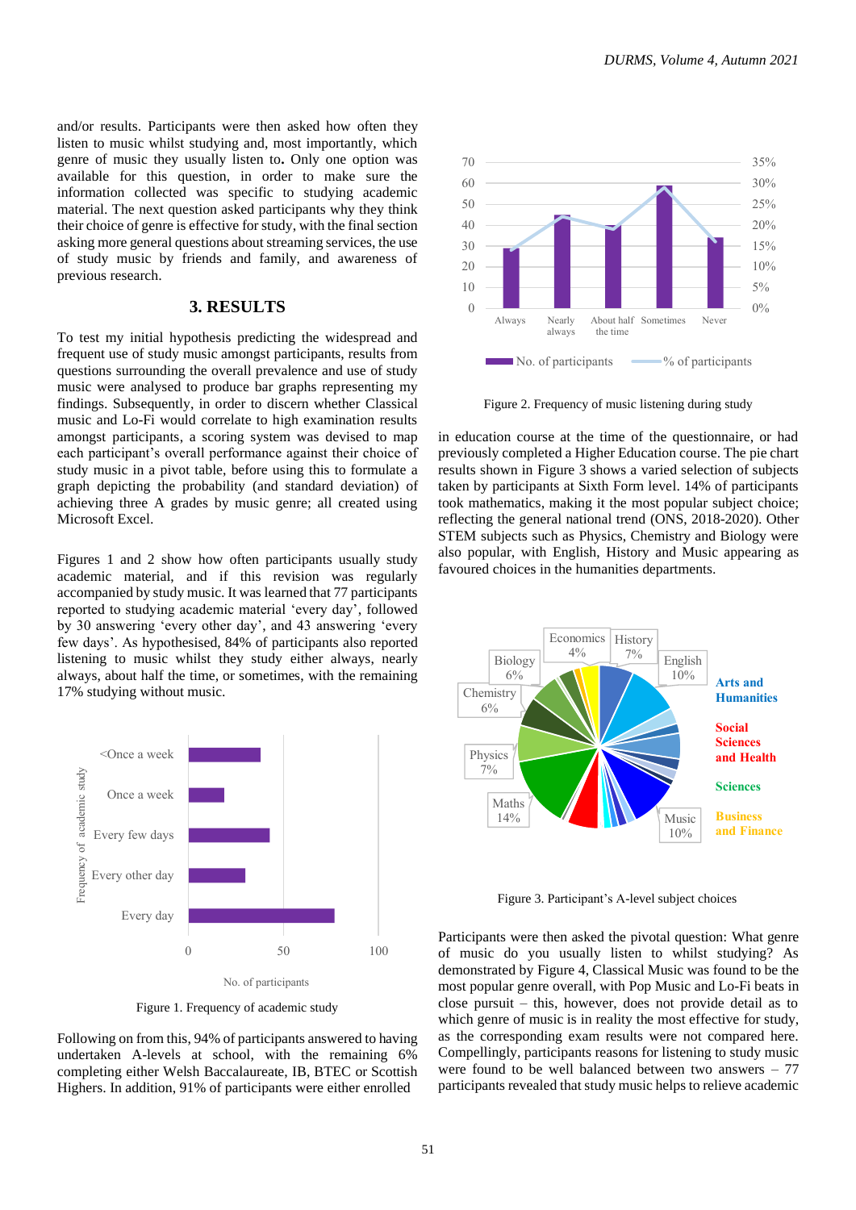and/or results. Participants were then asked how often they listen to music whilst studying and, most importantly, which genre of music they usually listen to**.** Only one option was available for this question, in order to make sure the information collected was specific to studying academic material. The next question asked participants why they think their choice of genre is effective for study, with the final section asking more general questions about streaming services, the use of study music by friends and family, and awareness of previous research.

## 3. RESULTS

To test my initial hypothesis predicting the widespread and frequent use of study music amongst participants, results from questions surrounding the overall prevalence and use of study music were analysed to produce bar graphs representing my findings. Subsequently, in order to discern whether Classical music and Lo-Fi would correlate to high examination results amongst participants, a scoring system was devised to map each participant's overall performance against their choice of study music in a pivot table, before using this to formulate a graph depicting the probability (and standard deviation) of achieving three A grades by music genre; all created using Microsoft Excel.

Figures 1 and 2 show how often participants usually study academic material, and if this revision was regularly accompanied by study music. It was learned that 77 participants reported to studying academic material 'every day', followed by 30 answering 'every other day', and 43 answering 'every few days'. As hypothesised, 84% of participants also reported listening to music whilst they study either always, nearly always, about half the time, or sometimes, with the remaining 17% studying without music.

Figure 1. Frequency of academic study

Following on from this, 94% of participants answered to having undertaken A-levels at school, with the remaining 6% completing either Welsh Baccalaureate, IB, BTEC or Scottish Highers. In addition, 91% of participants were either enrolled in education course at the time of the questionnaire, or had previously completed a Higher Education course. The pie chart results shown in Figure 3 shows a varied selection of subjects taken by participants at Sixth Form level. 14% of participants took mathematics, making it the most popular subject choice; reflecting the general national trend (ONS, 2018-2020). Other STEM subjects such as Physics, Chemistry and Biology were also popular, with English, History and Music appearing as favoured choices in the humanities departments.

Figure 2. Frequency of music listening during study

Figure 3. Participant's A-level subject choices

Participants were then asked the pivotal question: What genre of music do you usually listen to whilst studying? As demonstrated by Figure 4, Classical Music was found to be the most popular genre overall, with Pop Music and Lo-Fi beats in close pursuit – this, however, does not provide detail as to which genre of music is in reality the most effective for study, as the corresponding exam results were not compared here. Compellingly, participants reasons for listening to study music were found to be well balanced between two answers – 77 participants revealed that study music helps to relieve academic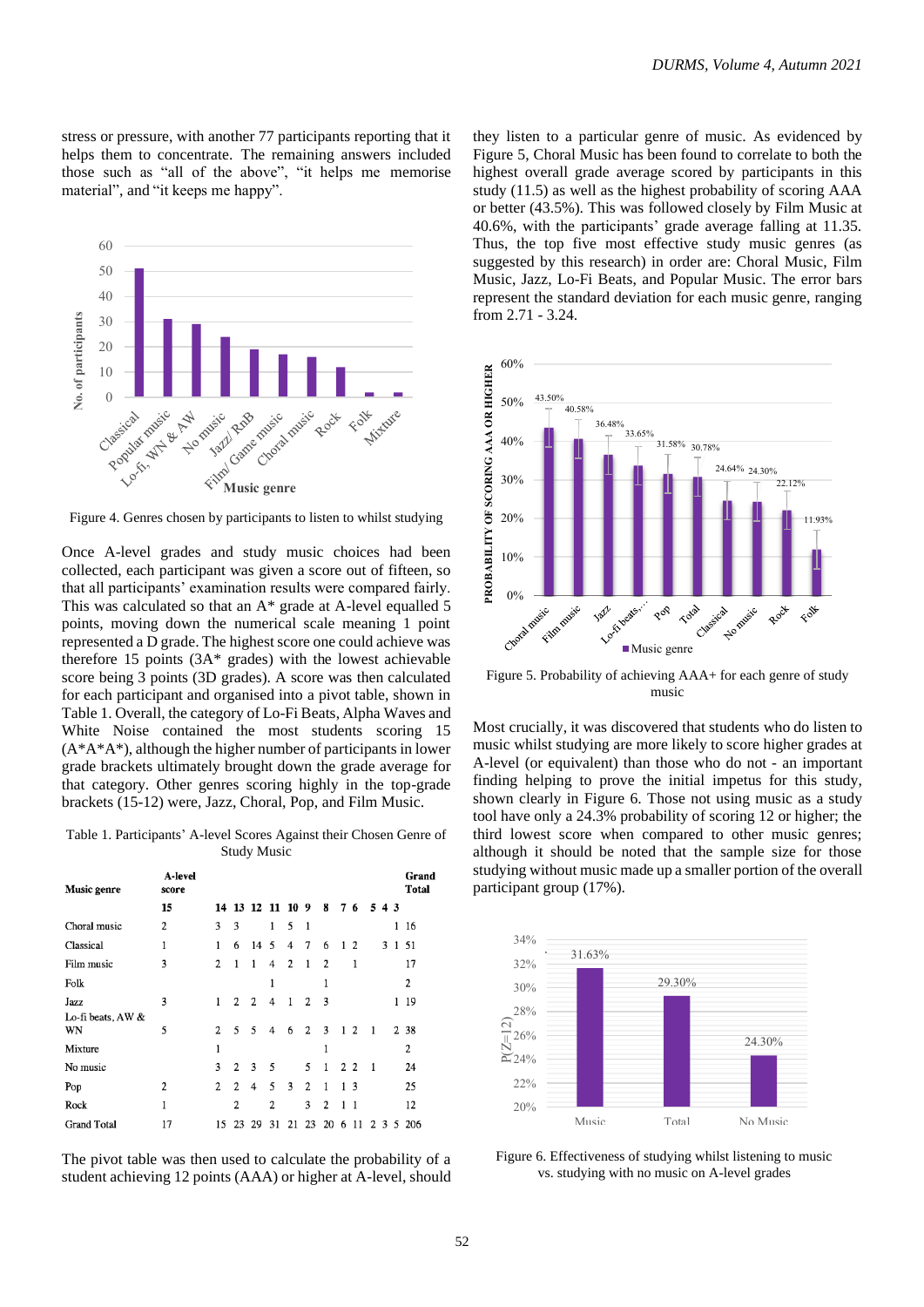stress or pressure, with another 77 participants reporting that it helps them to concentrate. The remaining answers included those such as "all of the above", "it helps me memorise material", and "it keeps me happy".

Figure 4. Genres chosen by participants to listen to whilst studying

Once A-level grades and study music choices had been collected, each participant was given a score out of fifteen, so that all participants' examination results were compared fairly. This was calculated so that an A* grade at A-level equalled 5 points, moving down the numerical scale meaning 1 point represented a D grade. The highest score one could achieve was therefore 15 points (3A* grades) with the lowest achievable score being 3 points (3D grades). A score was then calculated for each participant and organised into a pivot table, shown in Table 1. Overall, the category of Lo-Fi Beats, Alpha Waves and White Noise contained the most students scoring 15 (A*A*A*), although the higher number of participants in lower grade brackets ultimately brought down the grade average for that category. Other genres scoring highly in the top-grade brackets (15-12) were, Jazz, Choral, Pop, and Film Music.

Table 1. Participants' A-level Scores Against their Chosen Genre of Study Music

| Music genre | A-level score | | | | | | | | | | | | | Grand Total |
|---|---|---|---|---|---|---|---|---|---|---|---|---|---|---|
| | 15 | 14 | 13 | 12 | 11 | 10 | 9 | 8 | 7 | 6 | 5 | 4 | 3 | |
| Choral music | 2 | 3 | 3 | | 1 | 5 | 1 | | | | | | 1 | 16 |
| Classical | 1 | 1 | 6 | 14 | 5 | 4 | 7 | 6 | 1 | 2 | | 3 | 1 | 51 |
| Film music | 3 | 2 | 1 | 1 | 4 | 2 | 1 | 2 | | 1 | | | | 17 |
| Folk | | | | | 1 | | | 1 | | | | | | 2 |
| Jazz | 3 | 1 | 2 | 2 | 4 | 1 | 2 | 3 | | | | | 1 | 19 |
| Lo-fi beats, AW & WN | 5 | 2 | 5 | 5 | 4 | 6 | 2 | 3 | 1 | 2 | 1 | | 2 | 38 |
| Mixture | | 1 | | | | | | 1 | | | | | | 2 |
| No music | | 3 | 2 | 3 | 5 | | 5 | 1 | 2 | 2 | 1 | | | 24 |
| Pop | 2 | 2 | 2 | 4 | 5 | 3 | 2 | 1 | 1 | 3 | | | | 25 |
| Rock | 1 | | 2 | | 2 | | 3 | 2 | 1 | 1 | | | | 12 |
| Grand Total | 17 | 15 | 23 | 29 | 31 | 21 | 23 | 20 | 6 | 11 | 2 | 3 | 5 | 206 |

The pivot table was then used to calculate the probability of a student achieving 12 points (AAA) or higher at A-level, should they listen to a particular genre of music. As evidenced by Figure 5, Choral Music has been found to correlate to both the highest overall grade average scored by participants in this study (11.5) as well as the highest probability of scoring AAA or better (43.5%). This was followed closely by Film Music at 40.6%, with the participants' grade average falling at 11.35. Thus, the top five most effective study music genres (as suggested by this research) in order are: Choral Music, Film Music, Jazz, Lo-Fi Beats, and Popular Music. The error bars represent the standard deviation for each music genre, ranging from 2.71 - 3.24.

Figure 5. Probability of achieving AAA+ for each genre of study music

Most crucially, it was discovered that students who do listen to music whilst studying are more likely to score higher grades at A-level (or equivalent) than those who do not - an important finding helping to prove the initial impetus for this study, shown clearly in Figure 6. Those not using music as a study tool have only a 24.3% probability of scoring 12 or higher; the third lowest score when compared to other music genres; although it should be noted that the sample size for those studying without music made up a smaller portion of the overall participant group (17%).

Figure 6. Effectiveness of studying whilst listening to music vs. studying with no music on A-level grades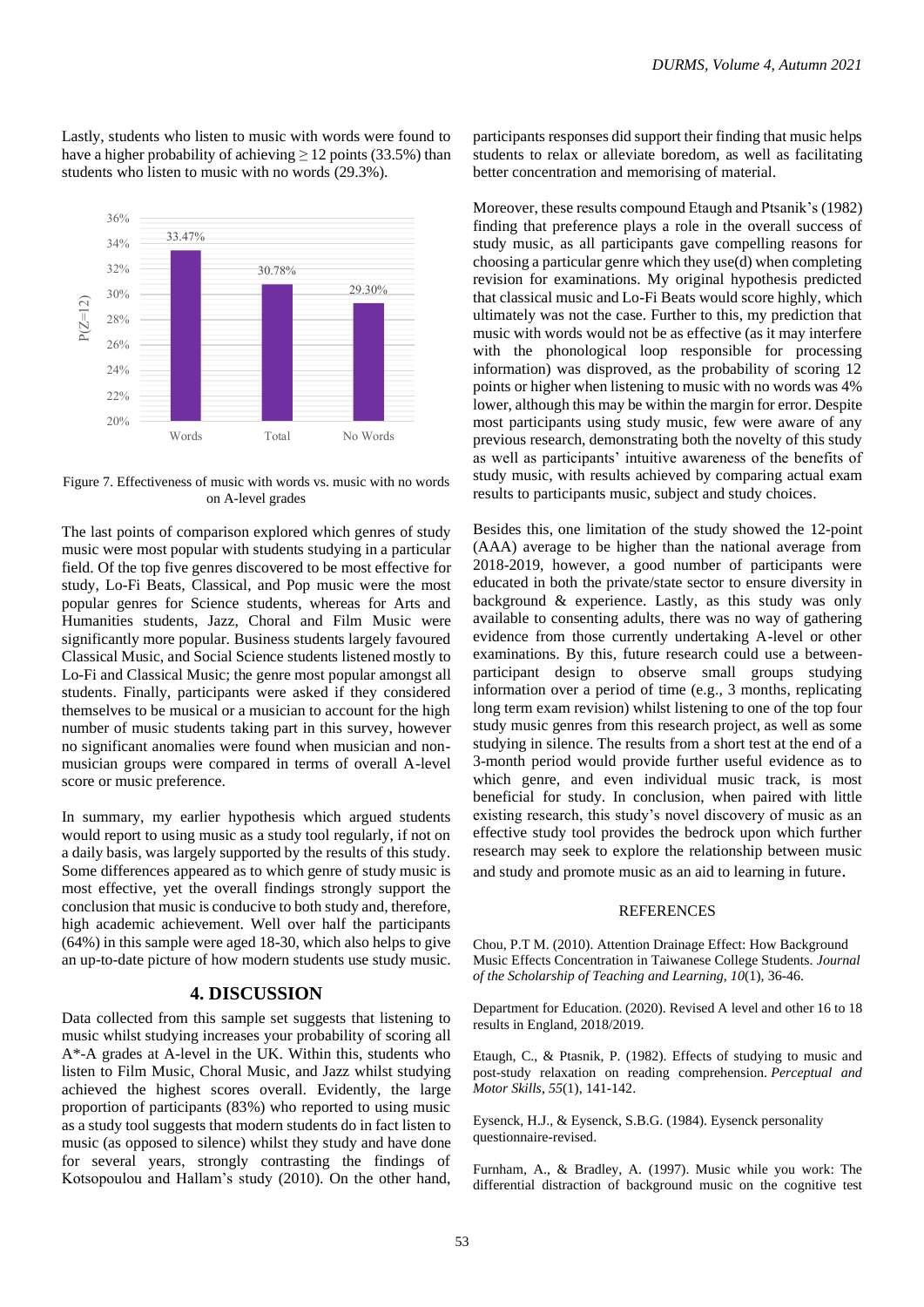Lastly, students who listen to music with words were found to have a higher probability of achieving ≥ 12 points (33.5%) than students who listen to music with no words (29.3%).

| | Words | Total | No Words |
|---|---|---|---|
| $P(Z=12)$ | 33.47% | 30.78% | 29.30% |

Figure 7. Effectiveness of music with words vs. music with no words on A-level grades

The last points of comparison explored which genres of study music were most popular with students studying in a particular field. Of the top five genres discovered to be most effective for study, Lo-Fi Beats, Classical, and Pop music were the most popular genres for Science students, whereas for Arts and Humanities students, Jazz, Choral and Film Music were significantly more popular. Business students largely favoured Classical Music, and Social Science students listened mostly to Lo-Fi and Classical Music; the genre most popular amongst all students. Finally, participants were asked if they considered themselves to be musical or a musician to account for the high number of music students taking part in this survey, however no significant anomalies were found when musician and non-musician groups were compared in terms of overall A-level score or music preference.

In summary, my earlier hypothesis which argued students would report to using music as a study tool regularly, if not on a daily basis, was largely supported by the results of this study. Some differences appeared as to which genre of study music is most effective, yet the overall findings strongly support the conclusion that music is conducive to both study and, therefore, high academic achievement. Well over half the participants (64%) in this sample were aged 18-30, which also helps to give an up-to-date picture of how modern students use study music.

## 4. DISCUSSION

Data collected from this sample set suggests that listening to music whilst studying increases your probability of scoring all A*-A grades at A-level in the UK. Within this, students who listen to Film Music, Choral Music, and Jazz whilst studying achieved the highest scores overall. Evidently, the large proportion of participants (83%) who reported to using music as a study tool suggests that modern students do in fact listen to music (as opposed to silence) whilst they study and have done for several years, strongly contrasting the findings of Kotsopoulou and Hallam's study (2010). On the other hand, participants responses did support their finding that music helps students to relax or alleviate boredom, as well as facilitating better concentration and memorising of material.

Moreover, these results compound Etaugh and Ptsanik's (1982) finding that preference plays a role in the overall success of study music, as all participants gave compelling reasons for choosing a particular genre which they use(d) when completing revision for examinations. My original hypothesis predicted that classical music and Lo-Fi Beats would score highly, which ultimately was not the case. Further to this, my prediction that music with words would not be as effective (as it may interfere with the phonological loop responsible for processing information) was disproved, as the probability of scoring 12 points or higher when listening to music with no words was 4% lower, although this may be within the margin for error. Despite most participants using study music, few were aware of any previous research, demonstrating both the novelty of this study as well as participants' intuitive awareness of the benefits of study music, with results achieved by comparing actual exam results to participants music, subject and study choices.

Besides this, one limitation of the study showed the 12-point (AAA) average to be higher than the national average from 2018-2019, however, a good number of participants were educated in both the private/state sector to ensure diversity in background & experience. Lastly, as this study was only available to consenting adults, there was no way of gathering evidence from those currently undertaking A-level or other examinations. By this, future research could use a between-participant design to observe small groups studying information over a period of time (e.g., 3 months, replicating long term exam revision) whilst listening to one of the top four study music genres from this research project, as well as some studying in silence. The results from a short test at the end of a 3-month period would provide further useful evidence as to which genre, and even individual music track, is most beneficial for study. In conclusion, when paired with little existing research, this study's novel discovery of music as an effective study tool provides the bedrock upon which further research may seek to explore the relationship between music and study and promote music as an aid to learning in future.

## REFERENCES

Chou, P.T M. (2010). Attention Drainage Effect: How Background Music Effects Concentration in Taiwanese College Students. *Journal of the Scholarship of Teaching and Learning*, *10*(1), 36-46.

Department for Education. (2020). Revised A level and other 16 to 18 results in England, 2018/2019.

Etaugh, C., & Ptasnik, P. (1982). Effects of studying to music and post-study relaxation on reading comprehension. *Perceptual and Motor Skills*, *55*(1), 141-142.

Eysenck, H.J., & Eysenck, S.B.G. (1984). Eysenck personality questionnaire-revised.

Furnham, A., & Bradley, A. (1997). Music while you work: The differential distraction of background music on the cognitive test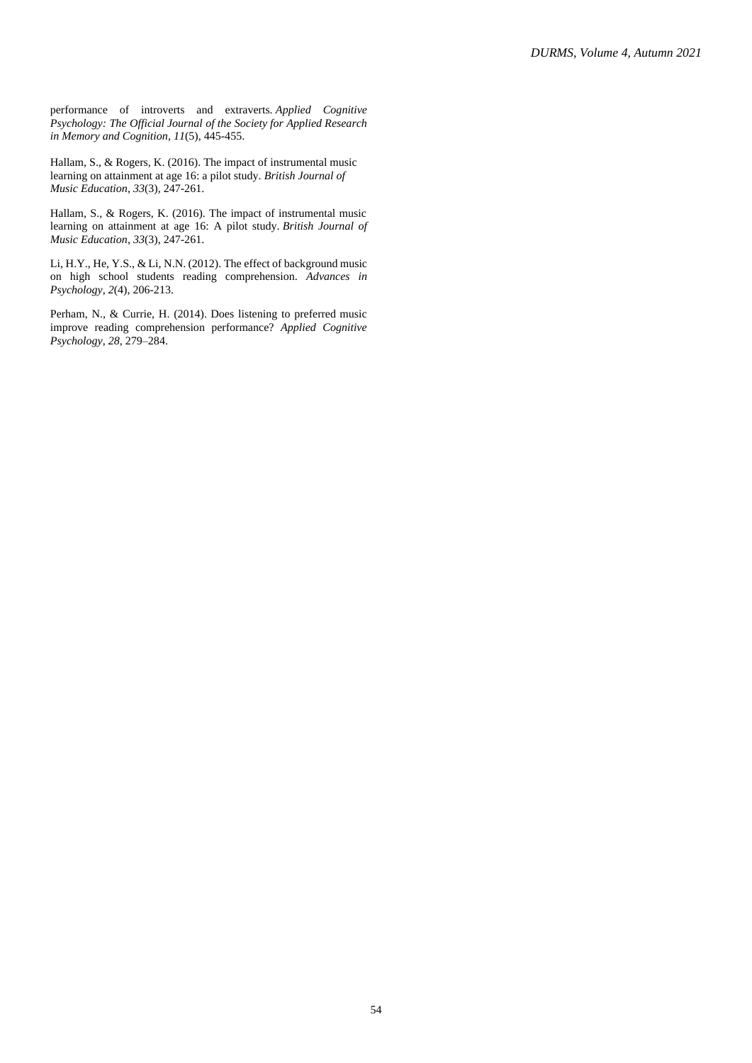performance of introverts and extraverts. *Applied Cognitive Psychology: The Official Journal of the Society for Applied Research in Memory and Cognition*, *11*(5), 445-455.

Hallam, S., & Rogers, K. (2016). The impact of instrumental music learning on attainment at age 16: a pilot study. *British Journal of Music Education*, *33*(3), 247-261.

Hallam, S., & Rogers, K. (2016). The impact of instrumental music learning on attainment at age 16: A pilot study. *British Journal of Music Education*, *33*(3), 247-261.

Li, H.Y., He, Y.S., & Li, N.N. (2012). The effect of background music on high school students reading comprehension. *Advances in Psychology, 2*(4), 206-213.

Perham, N., & Currie, H. (2014). Does listening to preferred music improve reading comprehension performance? *Applied Cognitive Psychology, 28,* 279–284.